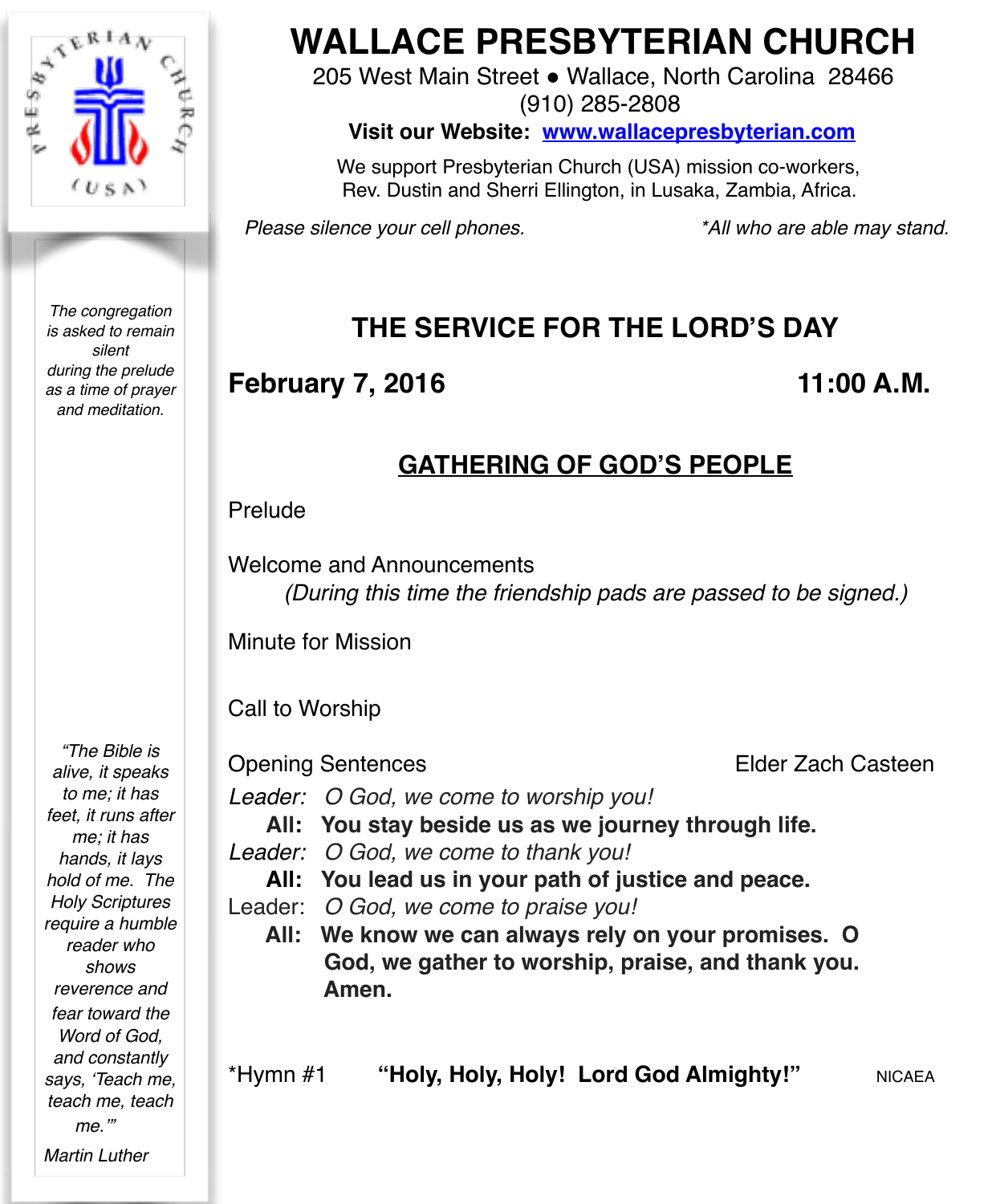# WALLACE PRESBYTERIAN CHURCH

205 West Main Street • Wallace, North Carolina 28466
(910) 285-2808

**Visit our Website: [www.wallacepresbyterian.com](http://www.wallacepresbyterian.com)**

We support Presbyterian Church (USA) mission co-workers, Rev. Dustin and Sherri Ellington, in Lusaka, Zambia, Africa.

*Please silence your cell phones.* *\*All who are able may stand.*

*The congregation is asked to remain silent during the prelude as a time of prayer and meditation.*

## THE SERVICE FOR THE LORD'S DAY

**February 7, 2016** **11:00 A.M.**

### GATHERING OF GOD'S PEOPLE

Prelude

Welcome and Announcements
*(During this time the friendship pads are passed to be signed.)*

Minute for Mission

Call to Worship

Opening Sentences — Elder Zach Casteen

*Leader:* *O God, we come to worship you!*
**All: You stay beside us as we journey through life.**
*Leader:* *O God, we come to thank you!*
**All: You lead us in your path of justice and peace.**
Leader: *O God, we come to praise you!*
**All: We know we can always rely on your promises. O God, we gather to worship, praise, and thank you. Amen.**

\*Hymn #1 **"Holy, Holy, Holy! Lord God Almighty!"** NICAEA

*"The Bible is alive, it speaks to me; it has feet, it runs after me; it has hands, it lays hold of me. The Holy Scriptures require a humble reader who shows reverence and fear toward the Word of God, and constantly says, 'Teach me, teach me, teach me.'"*

*Martin Luther*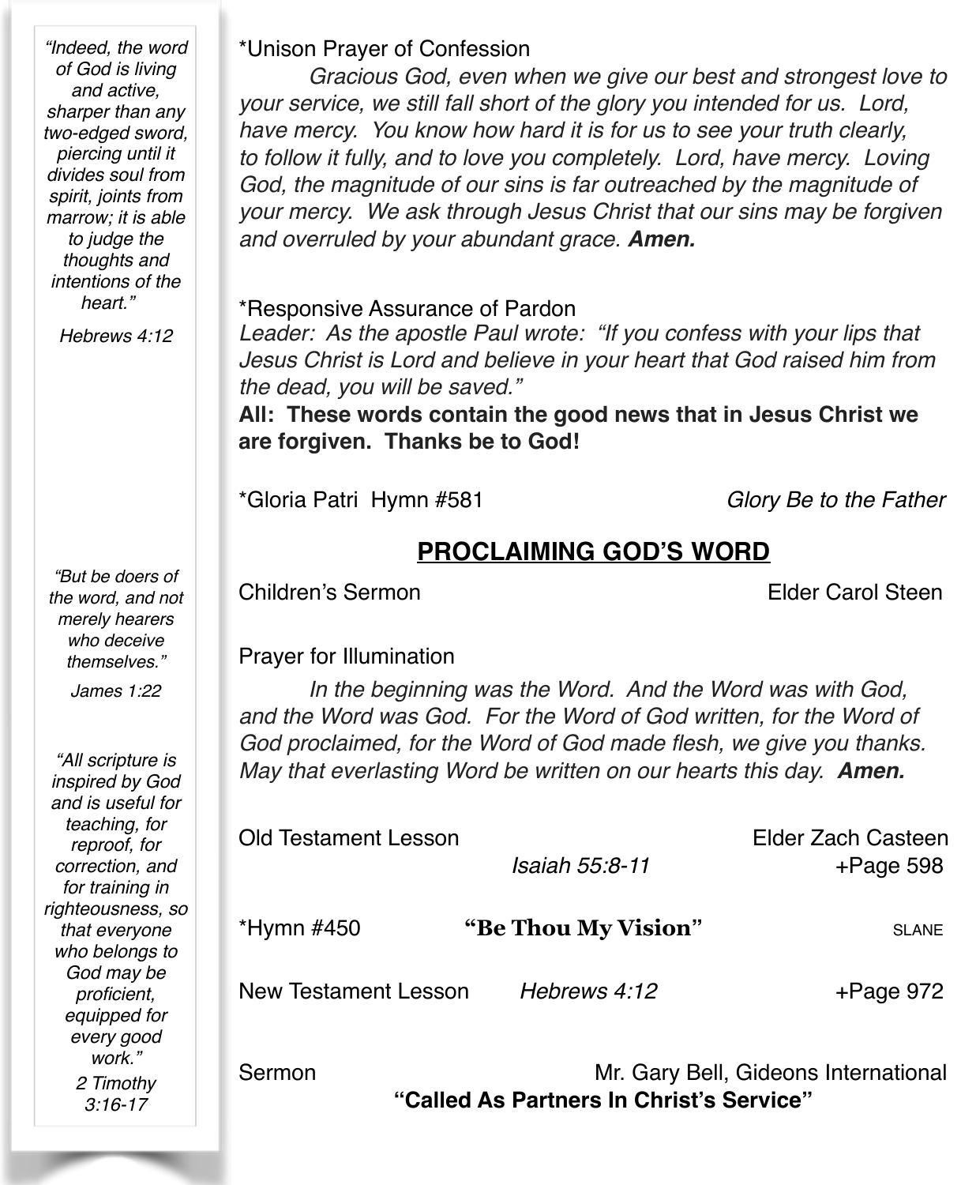*Unison Prayer of Confession

*Gracious God, even when we give our best and strongest love to your service, we still fall short of the glory you intended for us. Lord, have mercy. You know how hard it is for us to see your truth clearly, to follow it fully, and to love you completely. Lord, have mercy. Loving God, the magnitude of our sins is far outreached by the magnitude of your mercy. We ask through Jesus Christ that our sins may be forgiven and overruled by your abundant grace.* ***Amen.***

*Responsive Assurance of Pardon

*Leader: As the apostle Paul wrote: "If you confess with your lips that Jesus Christ is Lord and believe in your heart that God raised him from the dead, you will be saved."*

**All: These words contain the good news that in Jesus Christ we are forgiven. Thanks be to God!**

*Gloria Patri Hymn #581 — *Glory Be to the Father*

## PROCLAIMING GOD'S WORD

Children's Sermon — Elder Carol Steen

Prayer for Illumination

*In the beginning was the Word. And the Word was with God, and the Word was God. For the Word of God written, for the Word of God proclaimed, for the Word of God made flesh, we give you thanks. May that everlasting Word be written on our hearts this day.* ***Amen.***

Old Testament Lesson — Elder Zach Casteen
*Isaiah 55:8-11* — +Page 598

*Hymn #450 — **"Be Thou My Vision"** — SLANE

New Testament Lesson — *Hebrews 4:12* — +Page 972

Sermon — Mr. Gary Bell, Gideons International
**"Called As Partners In Christ's Service"**

*"Indeed, the word of God is living and active, sharper than any two-edged sword, piercing until it divides soul from spirit, joints from marrow; it is able to judge the thoughts and intentions of the heart."*

*Hebrews 4:12*

*"But be doers of the word, and not merely hearers who deceive themselves."*

*James 1:22*

*"All scripture is inspired by God and is useful for teaching, for reproof, for correction, and for training in righteousness, so that everyone who belongs to God may be proficient, equipped for every good work."*

*2 Timothy 3:16-17*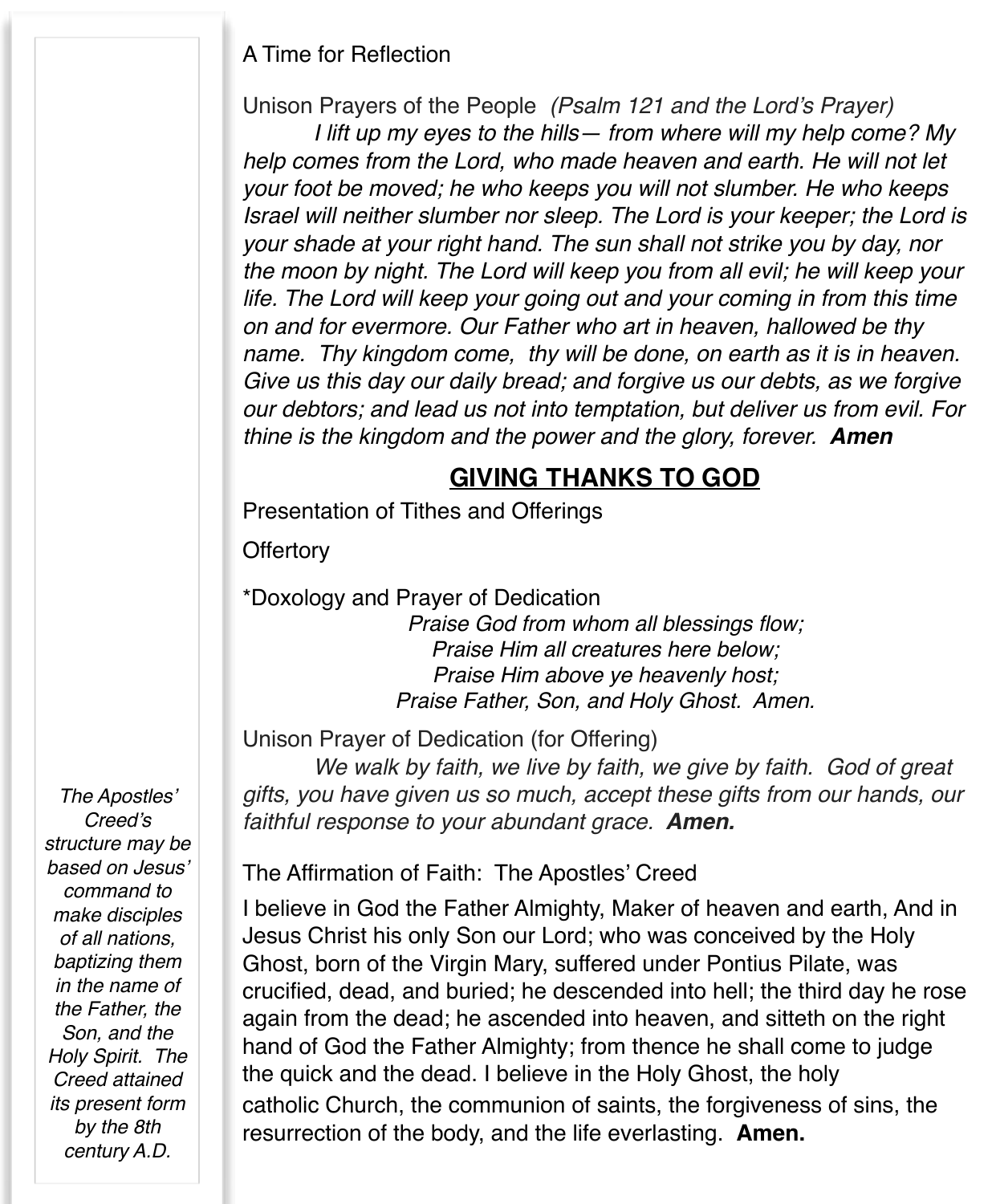A Time for Reflection

Unison Prayers of the People *(Psalm 121 and the Lord's Prayer)*

*I lift up my eyes to the hills— from where will my help come? My help comes from the Lord, who made heaven and earth. He will not let your foot be moved; he who keeps you will not slumber. He who keeps Israel will neither slumber nor sleep. The Lord is your keeper; the Lord is your shade at your right hand. The sun shall not strike you by day, nor the moon by night. The Lord will keep you from all evil; he will keep your life. The Lord will keep your going out and your coming in from this time on and for evermore. Our Father who art in heaven, hallowed be thy name. Thy kingdom come, thy will be done, on earth as it is in heaven. Give us this day our daily bread; and forgive us our debts, as we forgive our debtors; and lead us not into temptation, but deliver us from evil. For thine is the kingdom and the power and the glory, forever.* ***Amen***

## GIVING THANKS TO GOD

Presentation of Tithes and Offerings

Offertory

*Doxology and Prayer of Dedication

*Praise God from whom all blessings flow;*
*Praise Him all creatures here below;*
*Praise Him above ye heavenly host;*
*Praise Father, Son, and Holy Ghost. Amen.*

Unison Prayer of Dedication (for Offering)

*We walk by faith, we live by faith, we give by faith. God of great gifts, you have given us so much, accept these gifts from our hands, our faithful response to your abundant grace.* ***Amen.***

The Affirmation of Faith: The Apostles' Creed

*The Apostles' Creed's structure may be based on Jesus' command to make disciples of all nations, baptizing them in the name of the Father, the Son, and the Holy Spirit. The Creed attained its present form by the 8th century A.D.*

I believe in God the Father Almighty, Maker of heaven and earth, And in Jesus Christ his only Son our Lord; who was conceived by the Holy Ghost, born of the Virgin Mary, suffered under Pontius Pilate, was crucified, dead, and buried; he descended into hell; the third day he rose again from the dead; he ascended into heaven, and sitteth on the right hand of God the Father Almighty; from thence he shall come to judge the quick and the dead. I believe in the Holy Ghost, the holy catholic Church, the communion of saints, the forgiveness of sins, the resurrection of the body, and the life everlasting. **Amen.**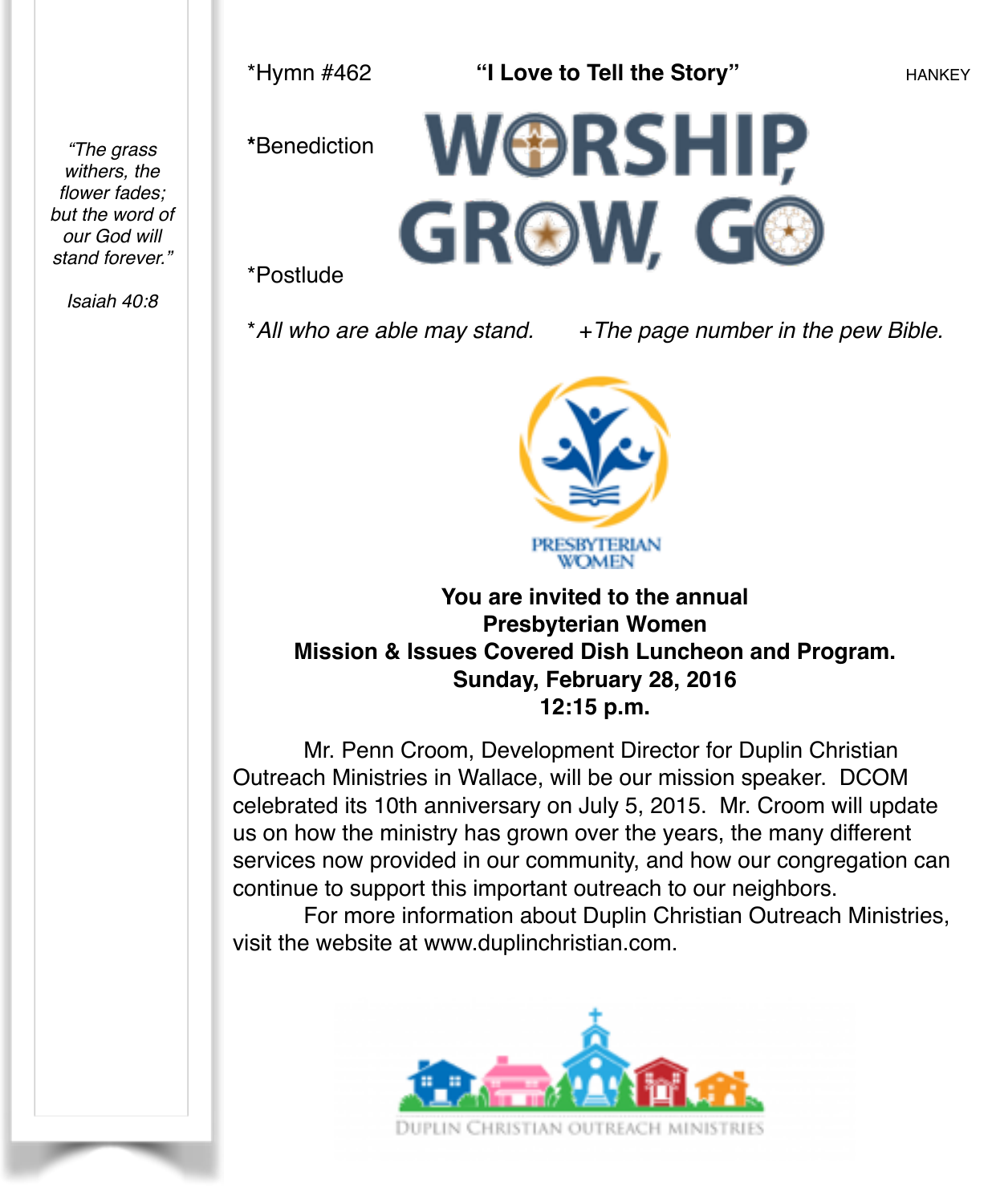*"The grass withers, the flower fades; but the word of our God will stand forever."*

*Isaiah 40:8*

*Hymn #462 **"I Love to Tell the Story"** HANKEY

***Benediction**

WORSHIP, GROW, GO

*Postlude

**All who are able may stand.* *+The page number in the pew Bible.*

PRESBYTERIAN WOMEN

**You are invited to the annual**
**Presbyterian Women**
**Mission & Issues Covered Dish Luncheon and Program.**
**Sunday, February 28, 2016**
**12:15 p.m.**

Mr. Penn Croom, Development Director for Duplin Christian Outreach Ministries in Wallace, will be our mission speaker. DCOM celebrated its 10th anniversary on July 5, 2015. Mr. Croom will update us on how the ministry has grown over the years, the many different services now provided in our community, and how our congregation can continue to support this important outreach to our neighbors.

For more information about Duplin Christian Outreach Ministries, visit the website at www.duplinchristian.com.

DUPLIN CHRISTIAN OUTREACH MINISTRIES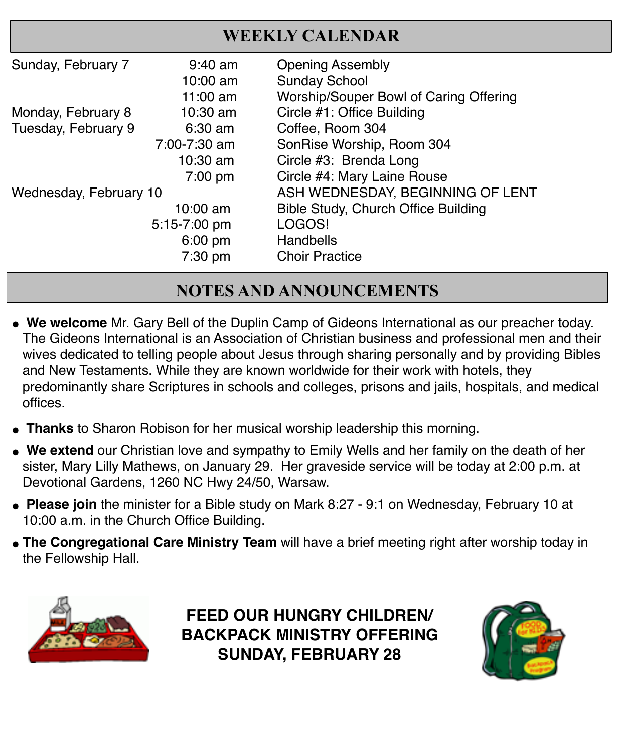## WEEKLY CALENDAR

| | | |
|---|---|---|
| Sunday, February 7 | 9:40 am | Opening Assembly |
| | 10:00 am | Sunday School |
| | 11:00 am | Worship/Souper Bowl of Caring Offering |
| Monday, February 8 | 10:30 am | Circle #1: Office Building |
| Tuesday, February 9 | 6:30 am | Coffee, Room 304 |
| | 7:00-7:30 am | SonRise Worship, Room 304 |
| | 10:30 am | Circle #3: Brenda Long |
| | 7:00 pm | Circle #4: Mary Laine Rouse |
| Wednesday, February 10 | | ASH WEDNESDAY, BEGINNING OF LENT |
| | 10:00 am | Bible Study, Church Office Building |
| | 5:15-7:00 pm | LOGOS! |
| | 6:00 pm | Handbells |
| | 7:30 pm | Choir Practice |

## NOTES AND ANNOUNCEMENTS

- **We welcome** Mr. Gary Bell of the Duplin Camp of Gideons International as our preacher today. The Gideons International is an Association of Christian business and professional men and their wives dedicated to telling people about Jesus through sharing personally and by providing Bibles and New Testaments. While they are known worldwide for their work with hotels, they predominantly share Scriptures in schools and colleges, prisons and jails, hospitals, and medical offices.
- **Thanks** to Sharon Robison for her musical worship leadership this morning.
- **We extend** our Christian love and sympathy to Emily Wells and her family on the death of her sister, Mary Lilly Mathews, on January 29. Her graveside service will be today at 2:00 p.m. at Devotional Gardens, 1260 NC Hwy 24/50, Warsaw.
- **Please join** the minister for a Bible study on Mark 8:27 - 9:1 on Wednesday, February 10 at 10:00 a.m. in the Church Office Building.
- **The Congregational Care Ministry Team** will have a brief meeting right after worship today in the Fellowship Hall.

**FEED OUR HUNGRY CHILDREN/
BACKPACK MINISTRY OFFERING
SUNDAY, FEBRUARY 28**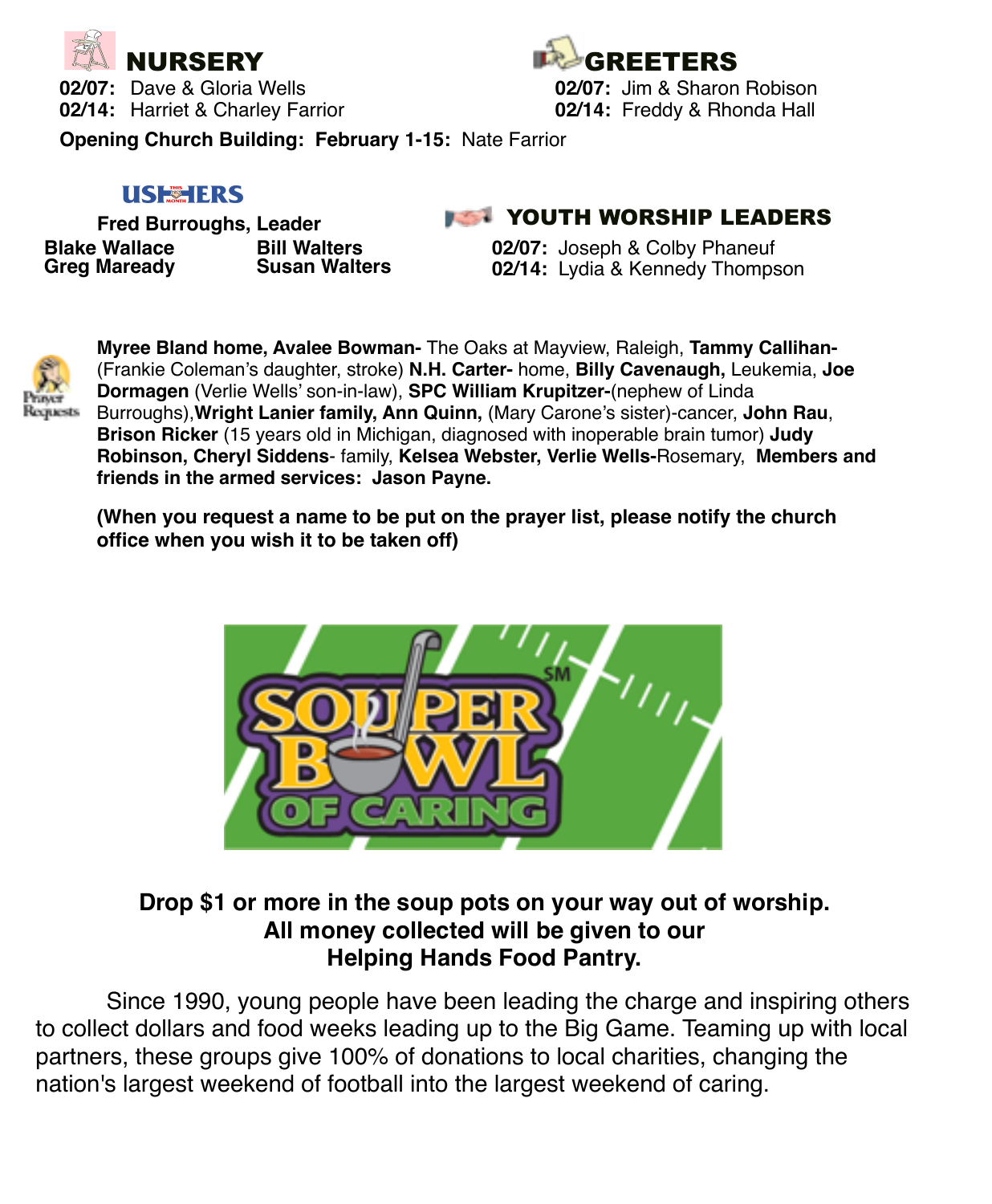## NURSERY

**02/07:** Dave & Gloria Wells
**02/14:** Harriet & Charley Farrior

## GREETERS

**02/07:** Jim & Sharon Robison
**02/14:** Freddy & Rhonda Hall

**Opening Church Building: February 1-15:** Nate Farrior

## USHERS

**Fred Burroughs, Leader**

**Blake Wallace**
**Greg Maready**
**Bill Walters**
**Susan Walters**

## YOUTH WORSHIP LEADERS

**02/07:** Joseph & Colby Phaneuf
**02/14:** Lydia & Kennedy Thompson

Prayer Requests

**Myree Bland home, Avalee Bowman-** The Oaks at Mayview, Raleigh, **Tammy Callihan-** (Frankie Coleman's daughter, stroke) **N.H. Carter-** home, **Billy Cavenaugh,** Leukemia, **Joe Dormagen** (Verlie Wells' son-in-law), **SPC William Krupitzer-**(nephew of Linda Burroughs),**Wright Lanier family, Ann Quinn,** (Mary Carone's sister)-cancer, **John Rau**, **Brison Ricker** (15 years old in Michigan, diagnosed with inoperable brain tumor) **Judy Robinson, Cheryl Siddens**- family, **Kelsea Webster, Verlie Wells-**Rosemary, **Members and friends in the armed services: Jason Payne.**

**(When you request a name to be put on the prayer list, please notify the church office when you wish it to be taken off)**

SOUPER BOWL OF CARING SM

**Drop $1 or more in the soup pots on your way out of worship.**
**All money collected will be given to our**
**Helping Hands Food Pantry.**

Since 1990, young people have been leading the charge and inspiring others to collect dollars and food weeks leading up to the Big Game. Teaming up with local partners, these groups give 100% of donations to local charities, changing the nation's largest weekend of football into the largest weekend of caring.